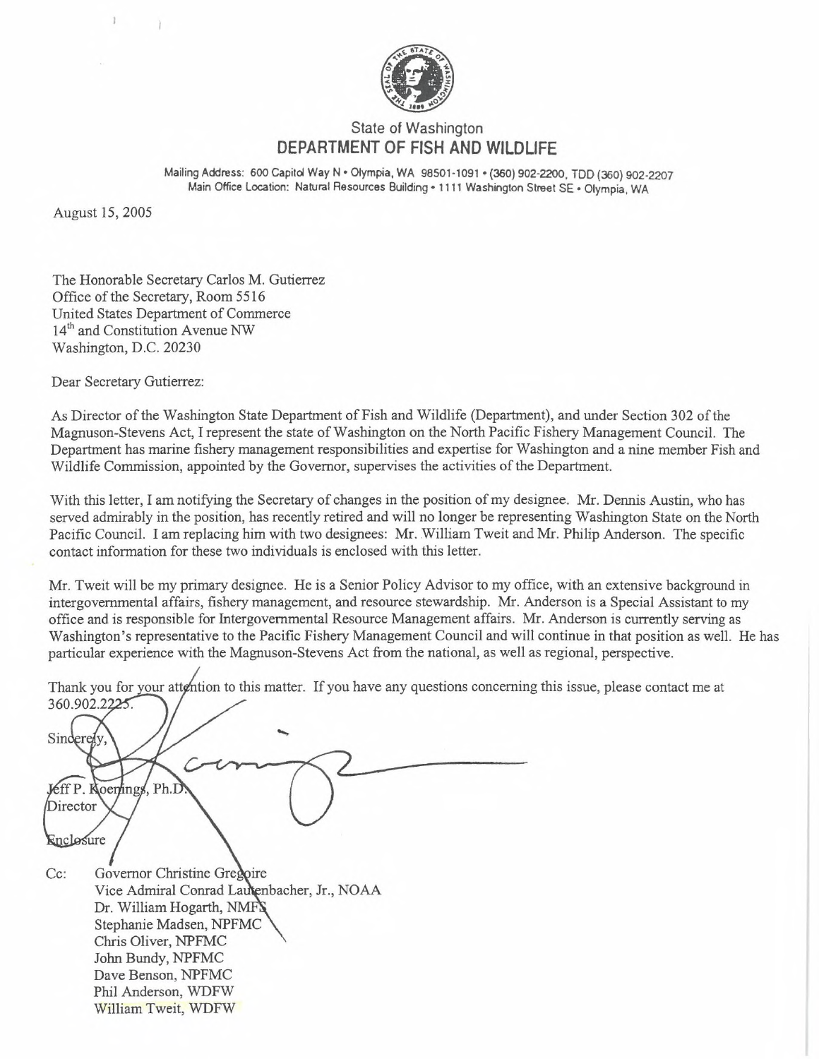State of Washington

**DEPARTMENT OF FISH AND WILDLIFE**

Mailing Address: 600 Capitol Way N • Olympia, WA 98501-1091 • (360) 902-2200, TDD (360) 902-2207
Main Office Location: Natural Resources Building • 1111 Washington Street SE • Olympia, WA

August 15, 2005

The Honorable Secretary Carlos M. Gutierrez
Office of the Secretary, Room 5516
United States Department of Commerce
14th and Constitution Avenue NW
Washington, D.C. 20230

Dear Secretary Gutierrez:

As Director of the Washington State Department of Fish and Wildlife (Department), and under Section 302 of the Magnuson-Stevens Act, I represent the state of Washington on the North Pacific Fishery Management Council. The Department has marine fishery management responsibilities and expertise for Washington and a nine member Fish and Wildlife Commission, appointed by the Governor, supervises the activities of the Department.

With this letter, I am notifying the Secretary of changes in the position of my designee. Mr. Dennis Austin, who has served admirably in the position, has recently retired and will no longer be representing Washington State on the North Pacific Council. I am replacing him with two designees: Mr. William Tweit and Mr. Philip Anderson. The specific contact information for these two individuals is enclosed with this letter.

Mr. Tweit will be my primary designee. He is a Senior Policy Advisor to my office, with an extensive background in intergovernmental affairs, fishery management, and resource stewardship. Mr. Anderson is a Special Assistant to my office and is responsible for Intergovernmental Resource Management affairs. Mr. Anderson is currently serving as Washington's representative to the Pacific Fishery Management Council and will continue in that position as well. He has particular experience with the Magnuson-Stevens Act from the national, as well as regional, perspective.

Thank you for your attention to this matter. If you have any questions concerning this issue, please contact me at 360.902.2225.

Sincerely,

Jeff P. Koenings, Ph.D.
Director

Enclosure

Cc: Governor Christine Gregoire
Vice Admiral Conrad Lautenbacher, Jr., NOAA
Dr. William Hogarth, NMFS
Stephanie Madsen, NPFMC
Chris Oliver, NPFMC
John Bundy, NPFMC
Dave Benson, NPFMC
Phil Anderson, WDFW
William Tweit, WDFW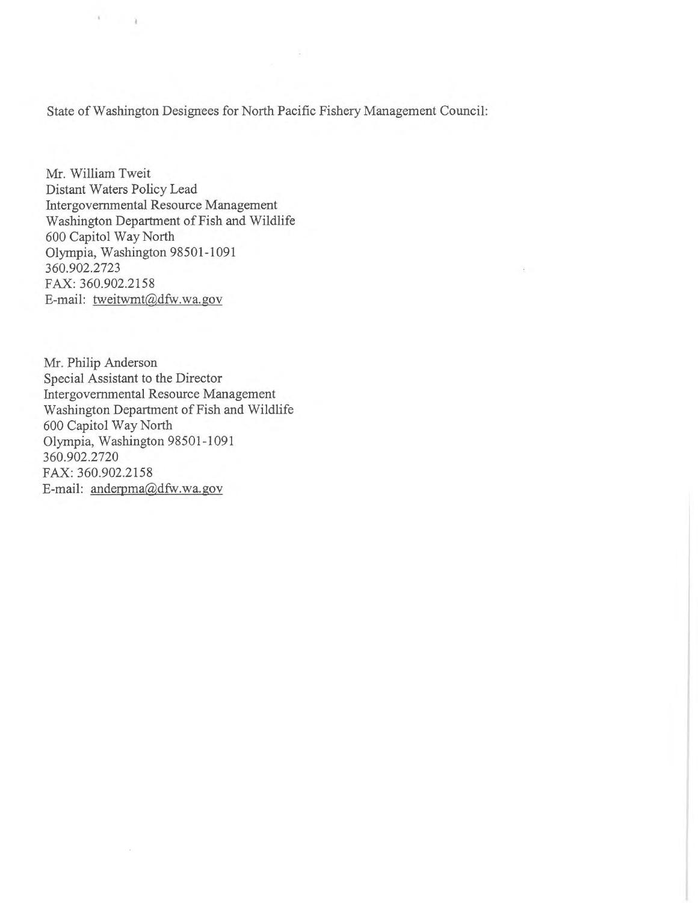State of Washington Designees for North Pacific Fishery Management Council:

Mr. William Tweit
Distant Waters Policy Lead
Intergovernmental Resource Management
Washington Department of Fish and Wildlife
600 Capitol Way North
Olympia, Washington 98501-1091
360.902.2723
FAX: 360.902.2158
E-mail: tweitwmt@dfw.wa.gov

Mr. Philip Anderson
Special Assistant to the Director
Intergovernmental Resource Management
Washington Department of Fish and Wildlife
600 Capitol Way North
Olympia, Washington 98501-1091
360.902.2720
FAX: 360.902.2158
E-mail: anderpma@dfw.wa.gov